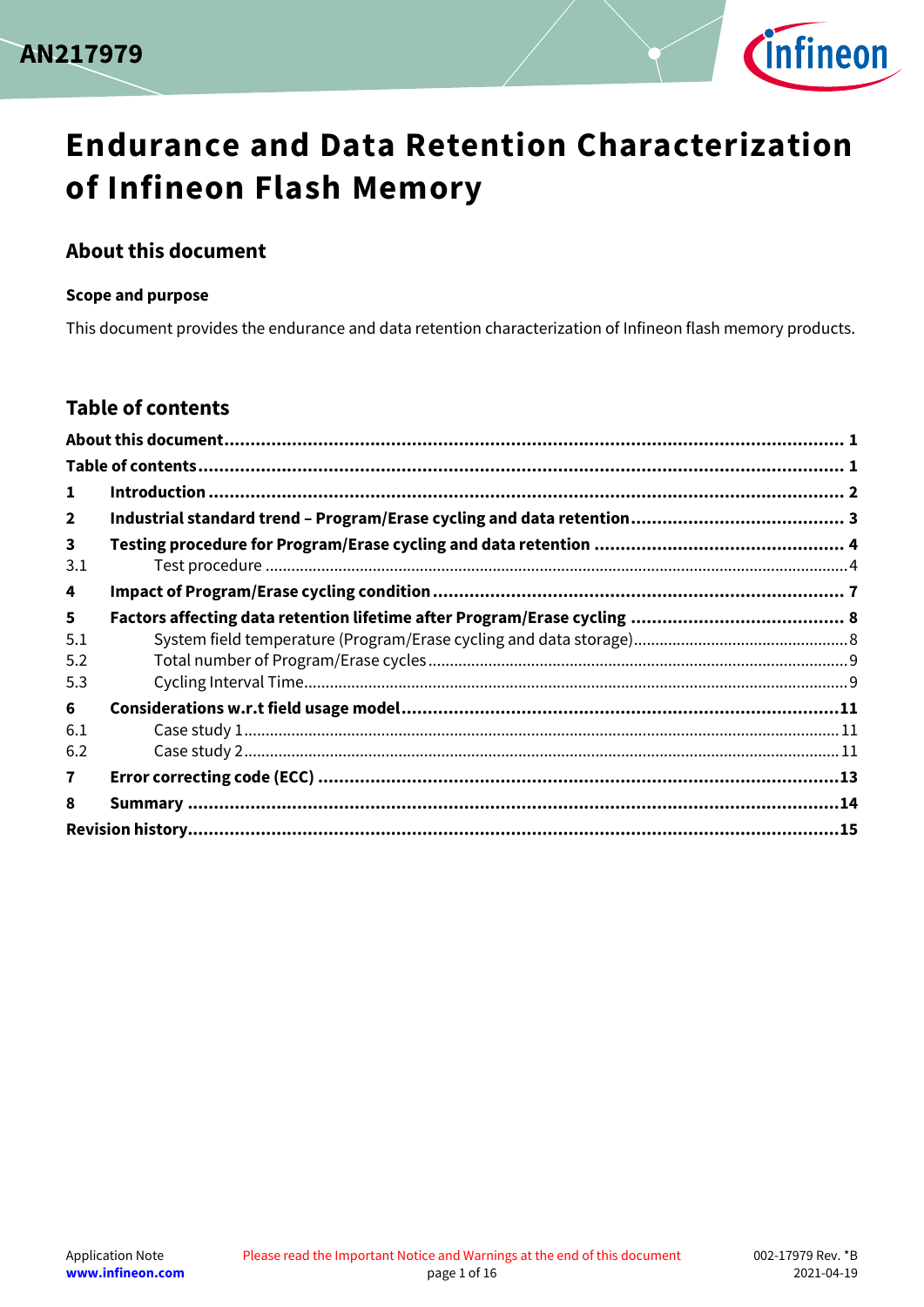AN217979

# Endurance and Data Retention Characterization of Infineon Flash Memory

## About this document

### Scope and purpose

This document provides the endurance and data retention characterization of Infineon flash memory products.

## Table of contents

About this document ........................................................ 1
Table of contents ........................................................ 1
1 Introduction ........................................................ 2
2 Industrial standard trend – Program/Erase cycling and data retention ........................................................ 3
3 Testing procedure for Program/Erase cycling and data retention ........................................................ 4
3.1 Test procedure ........................................................ 4
4 Impact of Program/Erase cycling condition ........................................................ 7
5 Factors affecting data retention lifetime after Program/Erase cycling ........................................................ 8
5.1 System field temperature (Program/Erase cycling and data storage) ........................................................ 8
5.2 Total number of Program/Erase cycles ........................................................ 9
5.3 Cycling Interval Time ........................................................ 9
6 Considerations w.r.t field usage model ........................................................ 11
6.1 Case study 1 ........................................................ 11
6.2 Case study 2 ........................................................ 11
7 Error correcting code (ECC) ........................................................ 13
8 Summary ........................................................ 14
Revision history ........................................................ 15

Application Note
www.infineon.com
Please read the Important Notice and Warnings at the end of this document
002-17979 Rev. *B
2021-04-19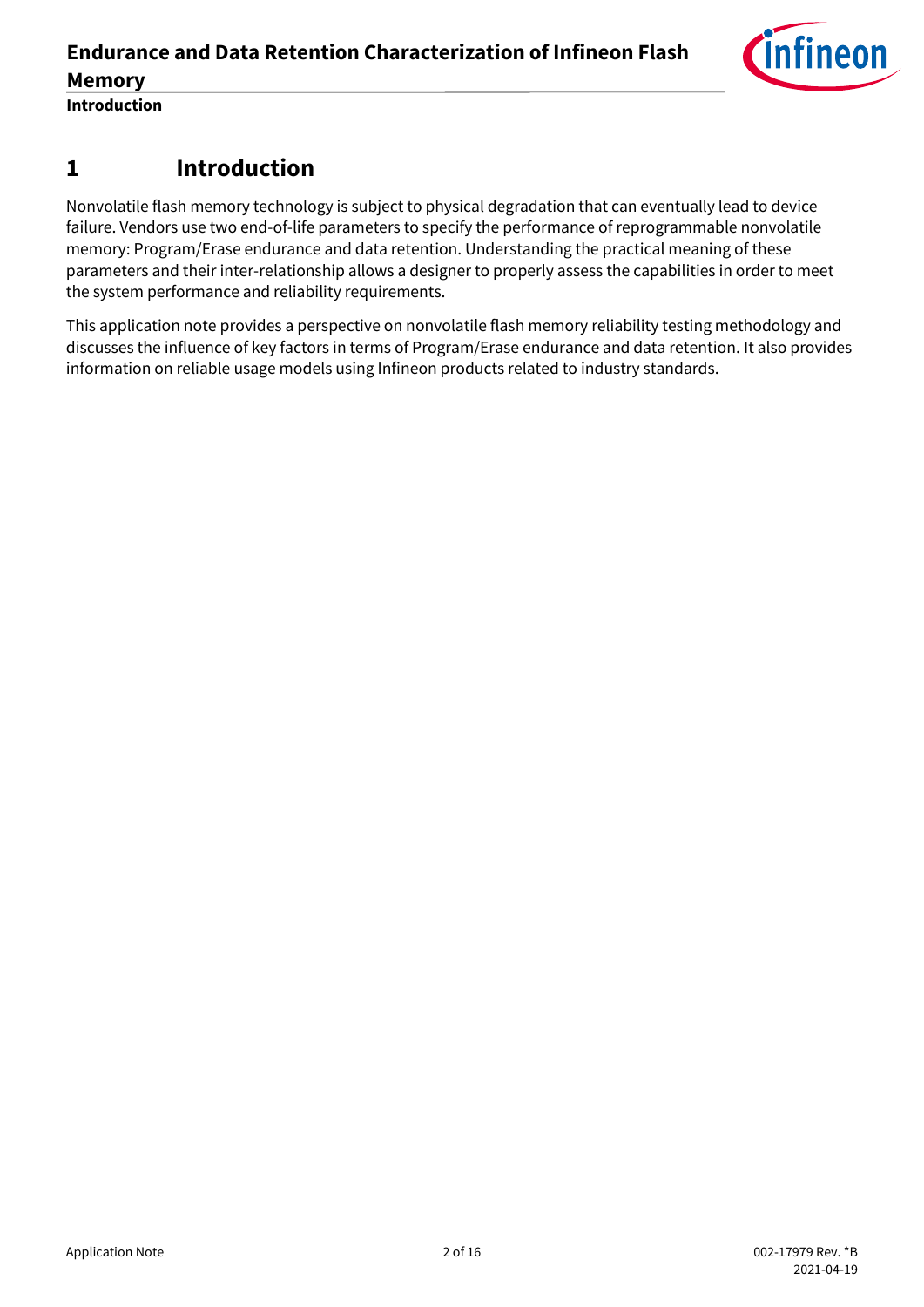# 1 Introduction

Nonvolatile flash memory technology is subject to physical degradation that can eventually lead to device failure. Vendors use two end-of-life parameters to specify the performance of reprogrammable nonvolatile memory: Program/Erase endurance and data retention. Understanding the practical meaning of these parameters and their inter-relationship allows a designer to properly assess the capabilities in order to meet the system performance and reliability requirements.

This application note provides a perspective on nonvolatile flash memory reliability testing methodology and discusses the influence of key factors in terms of Program/Erase endurance and data retention. It also provides information on reliable usage models using Infineon products related to industry standards.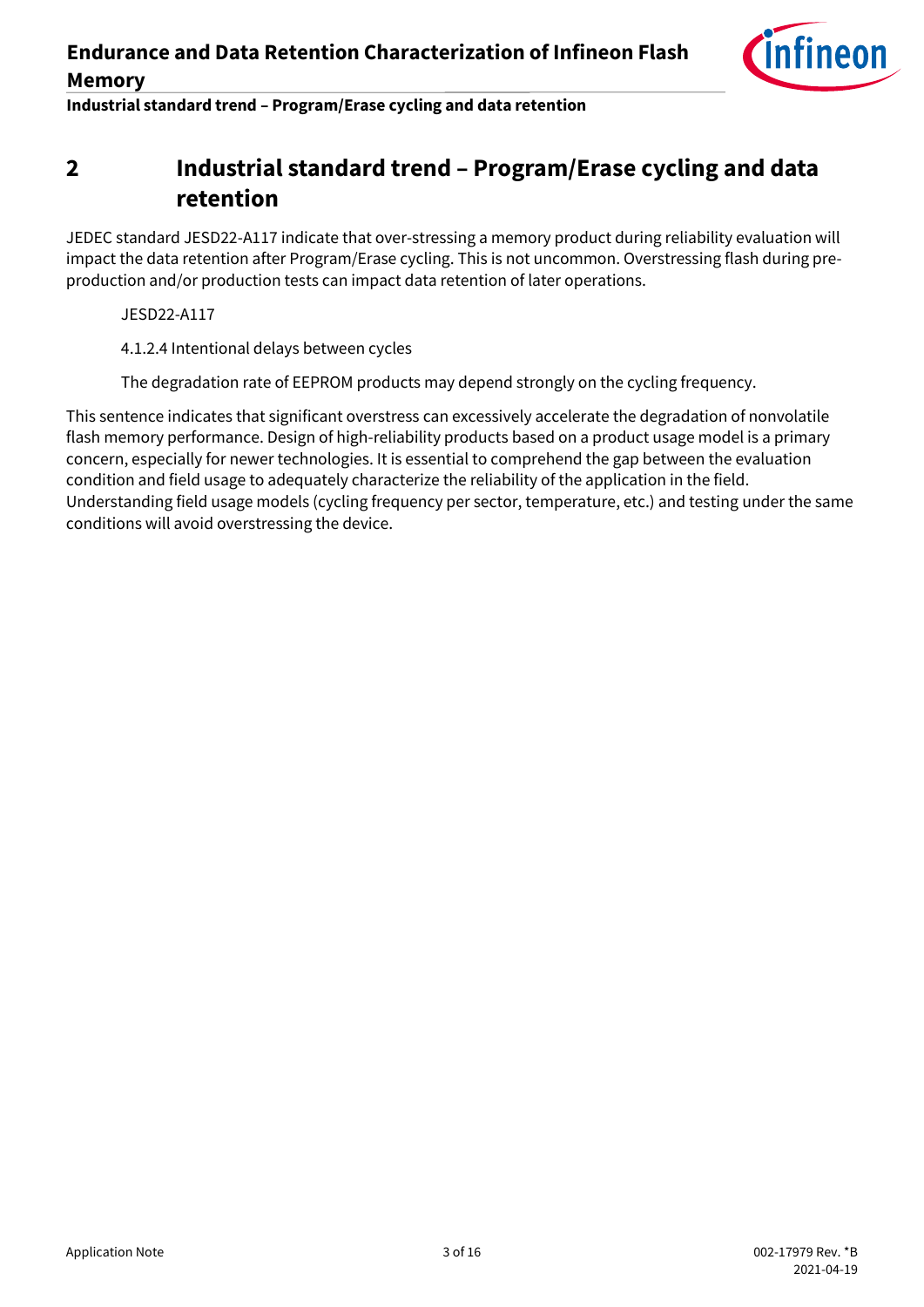# 2 Industrial standard trend – Program/Erase cycling and data retention

JEDEC standard JESD22-A117 indicate that over-stressing a memory product during reliability evaluation will impact the data retention after Program/Erase cycling. This is not uncommon. Overstressing flash during pre-production and/or production tests can impact data retention of later operations.

> JESD22-A117
>
> 4.1.2.4 Intentional delays between cycles
>
> The degradation rate of EEPROM products may depend strongly on the cycling frequency.

This sentence indicates that significant overstress can excessively accelerate the degradation of nonvolatile flash memory performance. Design of high-reliability products based on a product usage model is a primary concern, especially for newer technologies. It is essential to comprehend the gap between the evaluation condition and field usage to adequately characterize the reliability of the application in the field. Understanding field usage models (cycling frequency per sector, temperature, etc.) and testing under the same conditions will avoid overstressing the device.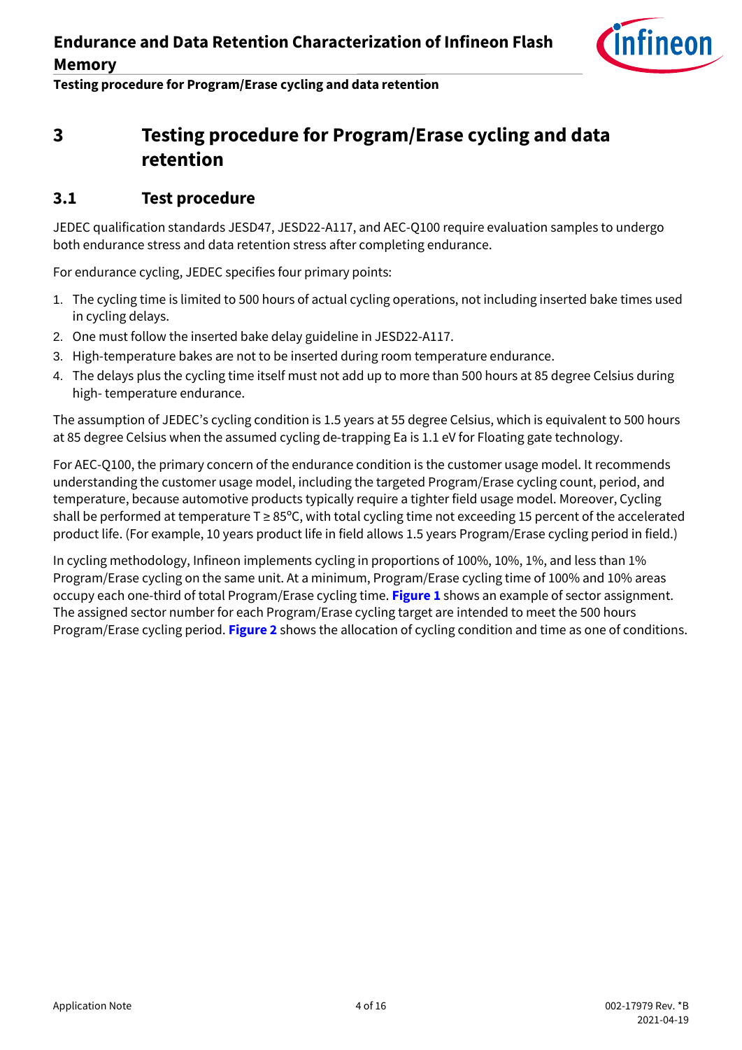# 3 Testing procedure for Program/Erase cycling and data retention

## 3.1 Test procedure

JEDEC qualification standards JESD47, JESD22-A117, and AEC-Q100 require evaluation samples to undergo both endurance stress and data retention stress after completing endurance.

For endurance cycling, JEDEC specifies four primary points:

1. The cycling time is limited to 500 hours of actual cycling operations, not including inserted bake times used in cycling delays.
2. One must follow the inserted bake delay guideline in JESD22-A117.
3. High-temperature bakes are not to be inserted during room temperature endurance.
4. The delays plus the cycling time itself must not add up to more than 500 hours at 85 degree Celsius during high- temperature endurance.

The assumption of JEDEC's cycling condition is 1.5 years at 55 degree Celsius, which is equivalent to 500 hours at 85 degree Celsius when the assumed cycling de-trapping Ea is 1.1 eV for Floating gate technology.

For AEC-Q100, the primary concern of the endurance condition is the customer usage model. It recommends understanding the customer usage model, including the targeted Program/Erase cycling count, period, and temperature, because automotive products typically require a tighter field usage model. Moreover, Cycling shall be performed at temperature $T \geq 85°C$, with total cycling time not exceeding 15 percent of the accelerated product life. (For example, 10 years product life in field allows 1.5 years Program/Erase cycling period in field.)

In cycling methodology, Infineon implements cycling in proportions of 100%, 10%, 1%, and less than 1% Program/Erase cycling on the same unit. At a minimum, Program/Erase cycling time of 100% and 10% areas occupy each one-third of total Program/Erase cycling time. **Figure 1** shows an example of sector assignment. The assigned sector number for each Program/Erase cycling target are intended to meet the 500 hours Program/Erase cycling period. **Figure 2** shows the allocation of cycling condition and time as one of conditions.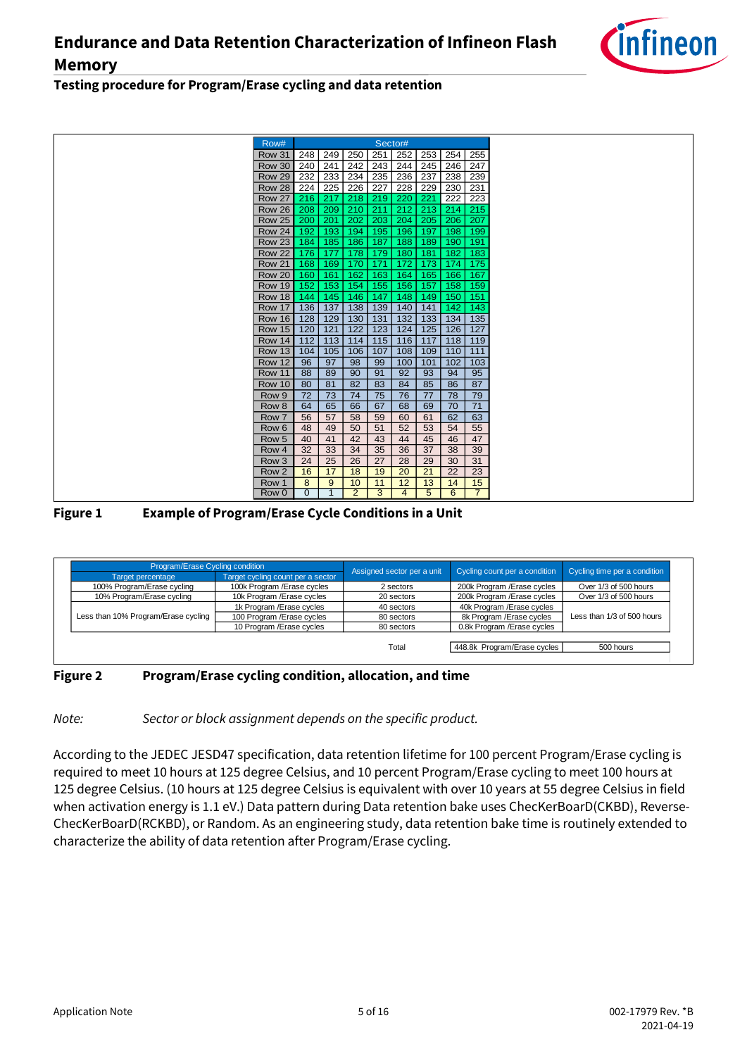## Testing procedure for Program/Erase cycling and data retention

| Row# | Sector# | | | | | | | |
|---|---|---|---|---|---|---|---|---|
| Row 31 | 248 | 249 | 250 | 251 | 252 | 253 | 254 | 255 |
| Row 30 | 240 | 241 | 242 | 243 | 244 | 245 | 246 | 247 |
| Row 29 | 232 | 233 | 234 | 235 | 236 | 237 | 238 | 239 |
| Row 28 | 224 | 225 | 226 | 227 | 228 | 229 | 230 | 231 |
| Row 27 | 216 | 217 | 218 | 219 | 220 | 221 | 222 | 223 |
| Row 26 | 208 | 209 | 210 | 211 | 212 | 213 | 214 | 215 |
| Row 25 | 200 | 201 | 202 | 203 | 204 | 205 | 206 | 207 |
| Row 24 | 192 | 193 | 194 | 195 | 196 | 197 | 198 | 199 |
| Row 23 | 184 | 185 | 186 | 187 | 188 | 189 | 190 | 191 |
| Row 22 | 176 | 177 | 178 | 179 | 180 | 181 | 182 | 183 |
| Row 21 | 168 | 169 | 170 | 171 | 172 | 173 | 174 | 175 |
| Row 20 | 160 | 161 | 162 | 163 | 164 | 165 | 166 | 167 |
| Row 19 | 152 | 153 | 154 | 155 | 156 | 157 | 158 | 159 |
| Row 18 | 144 | 145 | 146 | 147 | 148 | 149 | 150 | 151 |
| Row 17 | 136 | 137 | 138 | 139 | 140 | 141 | 142 | 143 |
| Row 16 | 128 | 129 | 130 | 131 | 132 | 133 | 134 | 135 |
| Row 15 | 120 | 121 | 122 | 123 | 124 | 125 | 126 | 127 |
| Row 14 | 112 | 113 | 114 | 115 | 116 | 117 | 118 | 119 |
| Row 13 | 104 | 105 | 106 | 107 | 108 | 109 | 110 | 111 |
| Row 12 | 96 | 97 | 98 | 99 | 100 | 101 | 102 | 103 |
| Row 11 | 88 | 89 | 90 | 91 | 92 | 93 | 94 | 95 |
| Row 10 | 80 | 81 | 82 | 83 | 84 | 85 | 86 | 87 |
| Row 9 | 72 | 73 | 74 | 75 | 76 | 77 | 78 | 79 |
| Row 8 | 64 | 65 | 66 | 67 | 68 | 69 | 70 | 71 |
| Row 7 | 56 | 57 | 58 | 59 | 60 | 61 | 62 | 63 |
| Row 6 | 48 | 49 | 50 | 51 | 52 | 53 | 54 | 55 |
| Row 5 | 40 | 41 | 42 | 43 | 44 | 45 | 46 | 47 |
| Row 4 | 32 | 33 | 34 | 35 | 36 | 37 | 38 | 39 |
| Row 3 | 24 | 25 | 26 | 27 | 28 | 29 | 30 | 31 |
| Row 2 | 16 | 17 | 18 | 19 | 20 | 21 | 22 | 23 |
| Row 1 | 8 | 9 | 10 | 11 | 12 | 13 | 14 | 15 |
| Row 0 | 0 | 1 | 2 | 3 | 4 | 5 | 6 | 7 |

**Figure 1 Example of Program/Erase Cycle Conditions in a Unit**

| Program/Erase Cycling condition | | Assigned sector per a unit | Cycling count per a condition | Cycling time per a condition |
|---|---|---|---|---|
| Target percentage | Target cycling count per a sector | | | |
| 100% Program/Erase cycling | 100k Program /Erase cycles | 2 sectors | 200k Program /Erase cycles | Over 1/3 of 500 hours |
| 10% Program/Erase cycling | 10k Program /Erase cycles | 20 sectors | 200k Program /Erase cycles | Over 1/3 of 500 hours |
| Less than 10% Program/Erase cycling | 1k Program /Erase cycles | 40 sectors | 40k Program /Erase cycles | Less than 1/3 of 500 hours |
| | 100 Program /Erase cycles | 80 sectors | 8k Program /Erase cycles | |
| | 10 Program /Erase cycles | 80 sectors | 0.8k Program /Erase cycles | |
| | | Total | 448.8k Program/Erase cycles | 500 hours |

**Figure 2 Program/Erase cycling condition, allocation, and time**

*Note: Sector or block assignment depends on the specific product.*

According to the JEDEC JESD47 specification, data retention lifetime for 100 percent Program/Erase cycling is required to meet 10 hours at 125 degree Celsius, and 10 percent Program/Erase cycling to meet 100 hours at 125 degree Celsius. (10 hours at 125 degree Celsius is equivalent with over 10 years at 55 degree Celsius in field when activation energy is 1.1 eV.) Data pattern during Data retention bake uses ChecKerBoarD(CKBD), Reverse-ChecKerBoarD(RCKBD), or Random. As an engineering study, data retention bake time is routinely extended to characterize the ability of data retention after Program/Erase cycling.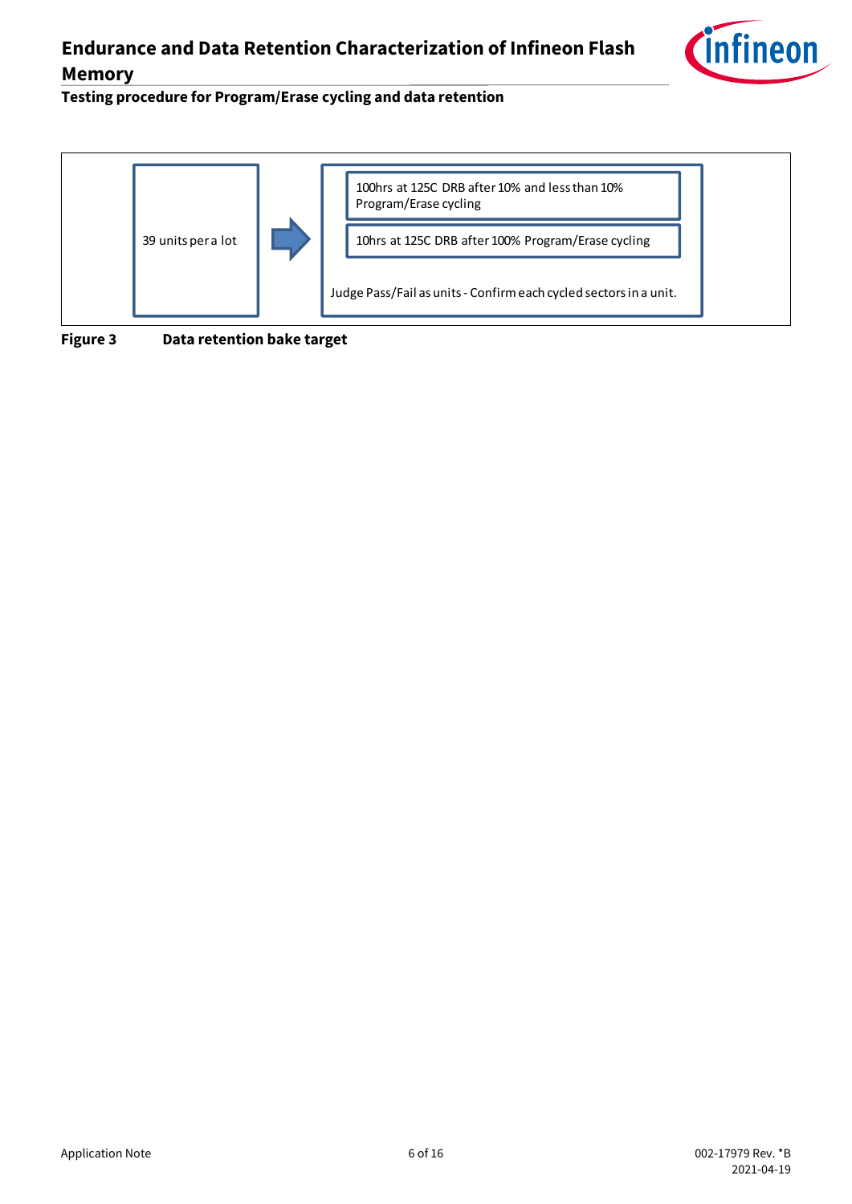39 units per a lot

100hrs at 125C DRB after 10% and less than 10% Program/Erase cycling

10hrs at 125C DRB after 100% Program/Erase cycling

Judge Pass/Fail as units - Confirm each cycled sectors in a unit.

**Figure 3 Data retention bake target**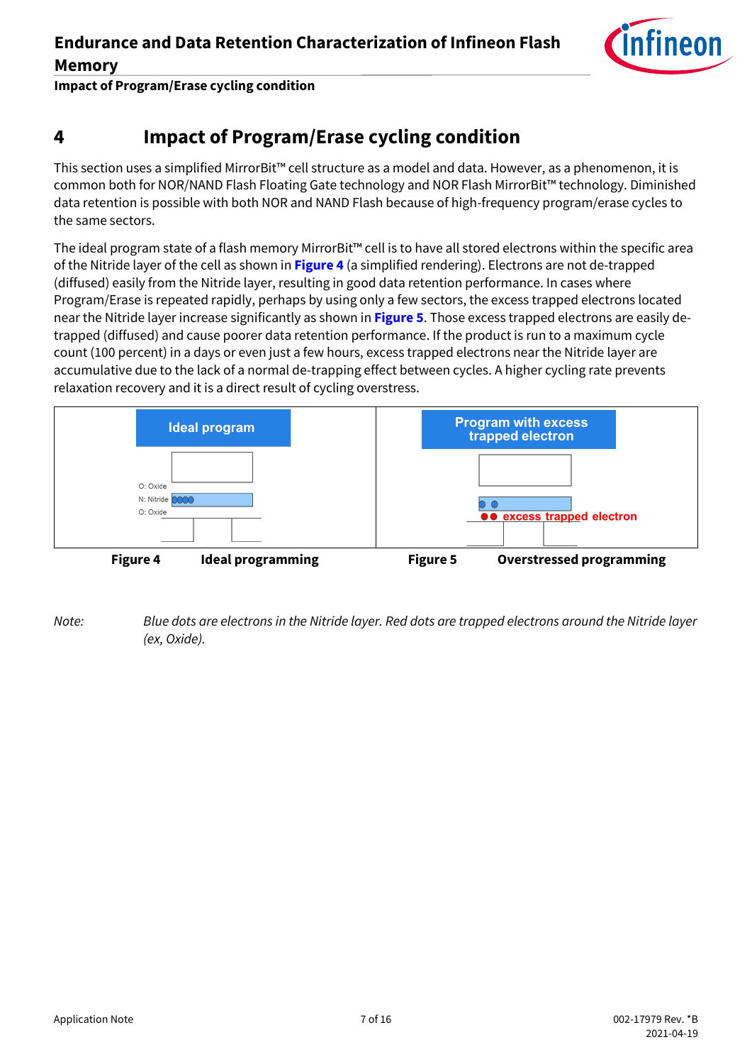# 4 Impact of Program/Erase cycling condition

This section uses a simplified MirrorBit™ cell structure as a model and data. However, as a phenomenon, it is common both for NOR/NAND Flash Floating Gate technology and NOR Flash MirrorBit™ technology. Diminished data retention is possible with both NOR and NAND Flash because of high-frequency program/erase cycles to the same sectors.

The ideal program state of a flash memory MirrorBit™ cell is to have all stored electrons within the specific area of the Nitride layer of the cell as shown in **Figure 4** (a simplified rendering). Electrons are not de-trapped (diffused) easily from the Nitride layer, resulting in good data retention performance. In cases where Program/Erase is repeated rapidly, perhaps by using only a few sectors, the excess trapped electrons located near the Nitride layer increase significantly as shown in **Figure 5**. Those excess trapped electrons are easily de-trapped (diffused) and cause poorer data retention performance. If the product is run to a maximum cycle count (100 percent) in a days or even just a few hours, excess trapped electrons near the Nitride layer are accumulative due to the lack of a normal de-trapping effect between cycles. A higher cycling rate prevents relaxation recovery and it is a direct result of cycling overstress.

**Ideal program**

O: Oxide
N: Nitride
O: Oxide

**Figure 4 Ideal programming**

**Program with excess trapped electron**

excess trapped electron

**Figure 5 Overstressed programming**

*Note: Blue dots are electrons in the Nitride layer. Red dots are trapped electrons around the Nitride layer (ex, Oxide).*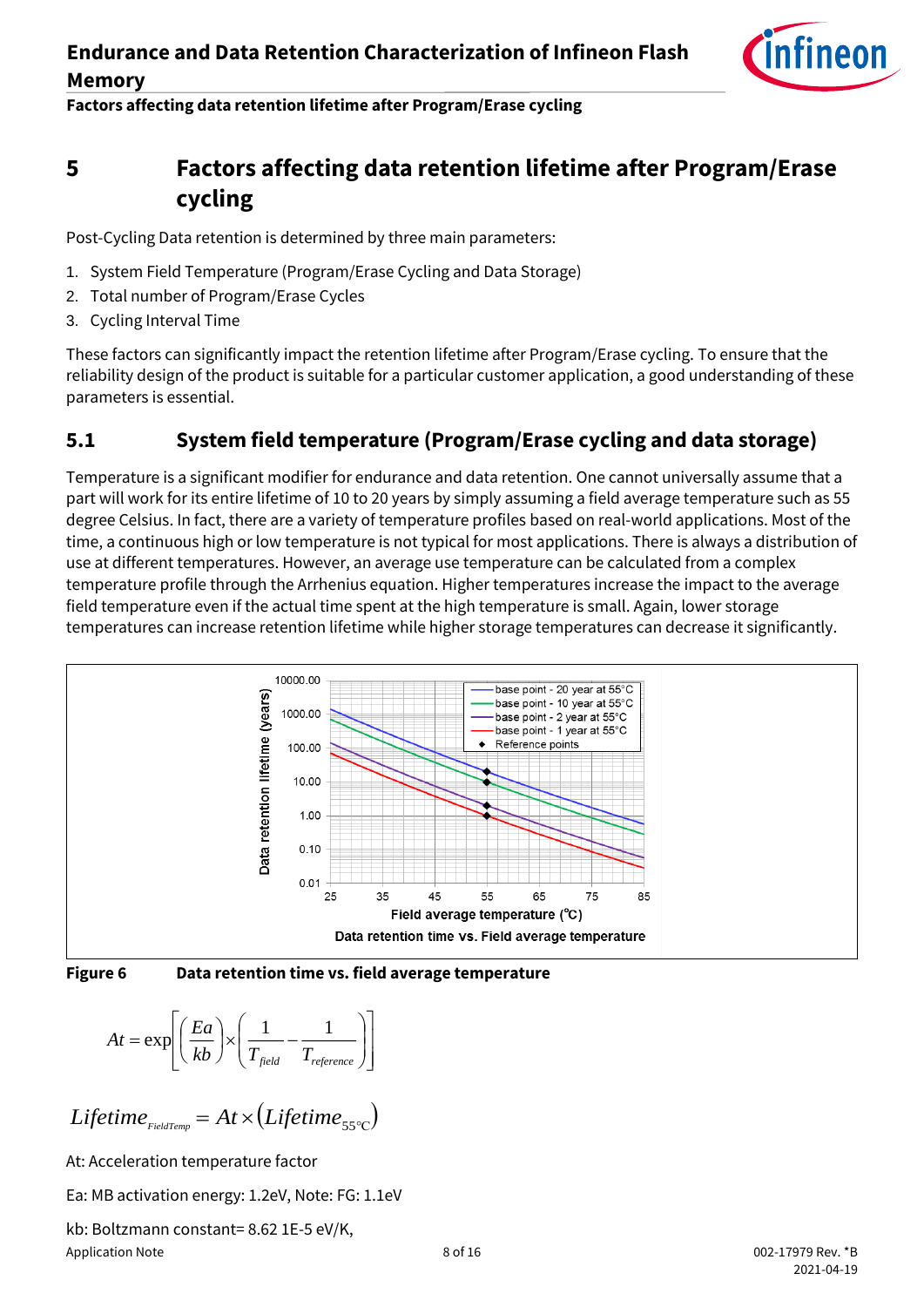# 5 Factors affecting data retention lifetime after Program/Erase cycling

Post-Cycling Data retention is determined by three main parameters:

1. System Field Temperature (Program/Erase Cycling and Data Storage)
2. Total number of Program/Erase Cycles
3. Cycling Interval Time

These factors can significantly impact the retention lifetime after Program/Erase cycling. To ensure that the reliability design of the product is suitable for a particular customer application, a good understanding of these parameters is essential.

## 5.1 System field temperature (Program/Erase cycling and data storage)

Temperature is a significant modifier for endurance and data retention. One cannot universally assume that a part will work for its entire lifetime of 10 to 20 years by simply assuming a field average temperature such as 55 degree Celsius. In fact, there are a variety of temperature profiles based on real-world applications. Most of the time, a continuous high or low temperature is not typical for most applications. There is always a distribution of use at different temperatures. However, an average use temperature can be calculated from a complex temperature profile through the Arrhenius equation. Higher temperatures increase the impact to the average field temperature even if the actual time spent at the high temperature is small. Again, lower storage temperatures can increase retention lifetime while higher storage temperatures can decrease it significantly.

**Figure 6** Data retention time vs. field average temperature

$$At = \exp\left[\left(\frac{Ea}{kb}\right)\times\left(\frac{1}{T_{field}}-\frac{1}{T_{reference}}\right)\right]$$

$$Lifetime_{FieldTemp} = At \times \left(Lifetime_{55^\circ C}\right)$$

At: Acceleration temperature factor

Ea: MB activation energy: 1.2eV, Note: FG: 1.1eV

kb: Boltzmann constant= 8.62 1E-5 eV/K,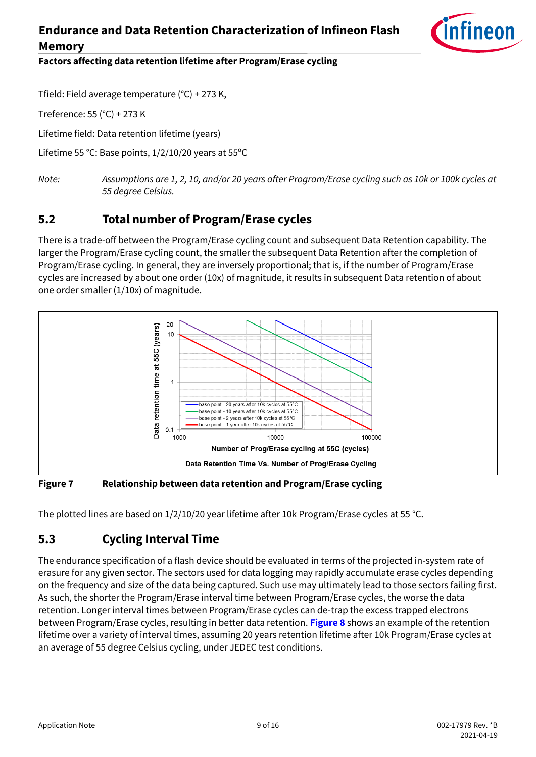Tfield: Field average temperature (°C) + 273 K,

Treference: 55 (°C) + 273 K

Lifetime field: Data retention lifetime (years)

Lifetime 55 °C: Base points, 1/2/10/20 years at 55°C

*Note: Assumptions are 1, 2, 10, and/or 20 years after Program/Erase cycling such as 10k or 100k cycles at 55 degree Celsius.*

## 5.2 Total number of Program/Erase cycles

There is a trade-off between the Program/Erase cycling count and subsequent Data Retention capability. The larger the Program/Erase cycling count, the smaller the subsequent Data Retention after the completion of Program/Erase cycling. In general, they are inversely proportional; that is, if the number of Program/Erase cycles are increased by about one order (10x) of magnitude, it results in subsequent Data retention of about one order smaller (1/10x) of magnitude.

**Figure 7 Relationship between data retention and Program/Erase cycling**

The plotted lines are based on 1/2/10/20 year lifetime after 10k Program/Erase cycles at 55 °C.

## 5.3 Cycling Interval Time

The endurance specification of a flash device should be evaluated in terms of the projected in-system rate of erasure for any given sector. The sectors used for data logging may rapidly accumulate erase cycles depending on the frequency and size of the data being captured. Such use may ultimately lead to those sectors failing first. As such, the shorter the Program/Erase interval time between Program/Erase cycles, the worse the data retention. Longer interval times between Program/Erase cycles can de-trap the excess trapped electrons between Program/Erase cycles, resulting in better data retention. **Figure 8** shows an example of the retention lifetime over a variety of interval times, assuming 20 years retention lifetime after 10k Program/Erase cycles at an average of 55 degree Celsius cycling, under JEDEC test conditions.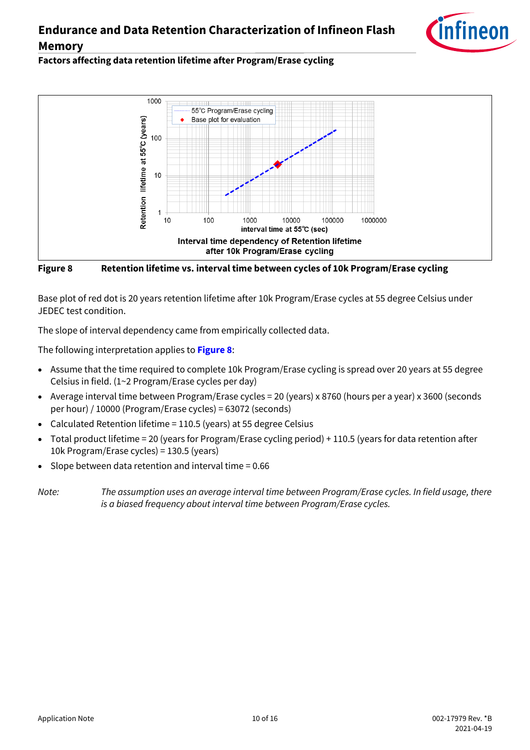## Factors affecting data retention lifetime after Program/Erase cycling

**Figure 8 Retention lifetime vs. interval time between cycles of 10k Program/Erase cycling**

Base plot of red dot is 20 years retention lifetime after 10k Program/Erase cycles at 55 degree Celsius under JEDEC test condition.

The slope of interval dependency came from empirically collected data.

The following interpretation applies to **Figure 8**:

- Assume that the time required to complete 10k Program/Erase cycling is spread over 20 years at 55 degree Celsius in field. (1~2 Program/Erase cycles per day)
- Average interval time between Program/Erase cycles = 20 (years) x 8760 (hours per a year) x 3600 (seconds per hour) / 10000 (Program/Erase cycles) = 63072 (seconds)
- Calculated Retention lifetime = 110.5 (years) at 55 degree Celsius
- Total product lifetime = 20 (years for Program/Erase cycling period) + 110.5 (years for data retention after 10k Program/Erase cycles) = 130.5 (years)
- Slope between data retention and interval time = 0.66

*Note: The assumption uses an average interval time between Program/Erase cycles. In field usage, there is a biased frequency about interval time between Program/Erase cycles.*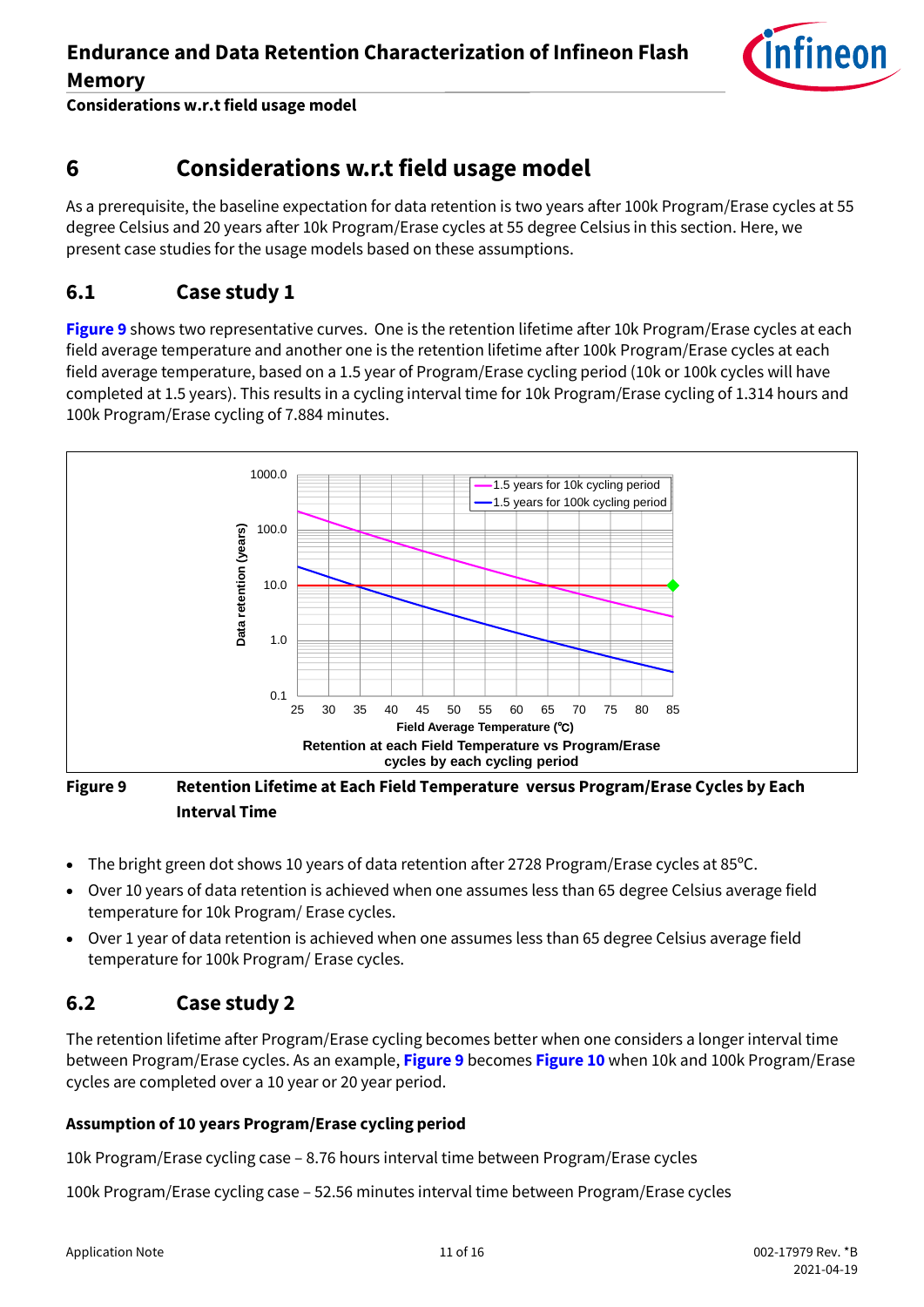# 6 Considerations w.r.t field usage model

As a prerequisite, the baseline expectation for data retention is two years after 100k Program/Erase cycles at 55 degree Celsius and 20 years after 10k Program/Erase cycles at 55 degree Celsius in this section. Here, we present case studies for the usage models based on these assumptions.

## 6.1 Case study 1

**Figure 9** shows two representative curves. One is the retention lifetime after 10k Program/Erase cycles at each field average temperature and another one is the retention lifetime after 100k Program/Erase cycles at each field average temperature, based on a 1.5 year of Program/Erase cycling period (10k or 100k cycles will have completed at 1.5 years). This results in a cycling interval time for 10k Program/Erase cycling of 1.314 hours and 100k Program/Erase cycling of 7.884 minutes.

**Figure 9 Retention Lifetime at Each Field Temperature versus Program/Erase Cycles by Each Interval Time**

- The bright green dot shows 10 years of data retention after 2728 Program/Erase cycles at 85°C.
- Over 10 years of data retention is achieved when one assumes less than 65 degree Celsius average field temperature for 10k Program/ Erase cycles.
- Over 1 year of data retention is achieved when one assumes less than 65 degree Celsius average field temperature for 100k Program/ Erase cycles.

## 6.2 Case study 2

The retention lifetime after Program/Erase cycling becomes better when one considers a longer interval time between Program/Erase cycles. As an example, **Figure 9** becomes **Figure 10** when 10k and 100k Program/Erase cycles are completed over a 10 year or 20 year period.

**Assumption of 10 years Program/Erase cycling period**

10k Program/Erase cycling case – 8.76 hours interval time between Program/Erase cycles

100k Program/Erase cycling case – 52.56 minutes interval time between Program/Erase cycles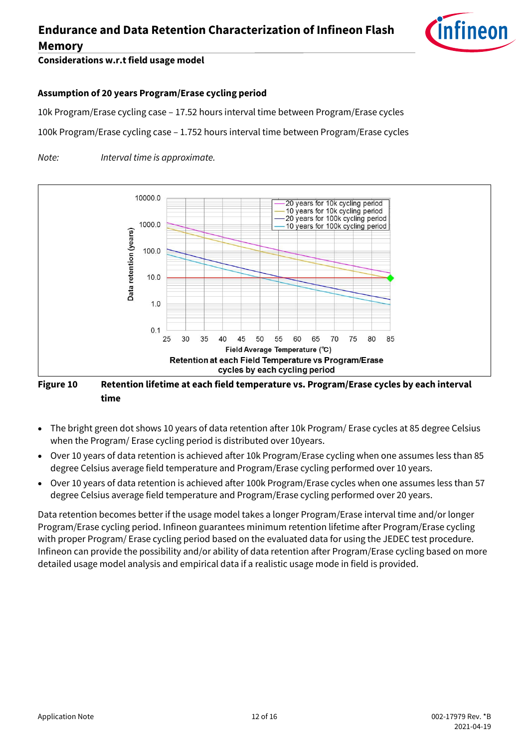### Assumption of 20 years Program/Erase cycling period

10k Program/Erase cycling case – 17.52 hours interval time between Program/Erase cycles

100k Program/Erase cycling case – 1.752 hours interval time between Program/Erase cycles

*Note: Interval time is approximate.*

**Figure 10 Retention lifetime at each field temperature vs. Program/Erase cycles by each interval time**

- The bright green dot shows 10 years of data retention after 10k Program/ Erase cycles at 85 degree Celsius when the Program/ Erase cycling period is distributed over 10years.
- Over 10 years of data retention is achieved after 10k Program/Erase cycling when one assumes less than 85 degree Celsius average field temperature and Program/Erase cycling performed over 10 years.
- Over 10 years of data retention is achieved after 100k Program/Erase cycles when one assumes less than 57 degree Celsius average field temperature and Program/Erase cycling performed over 20 years.

Data retention becomes better if the usage model takes a longer Program/Erase interval time and/or longer Program/Erase cycling period. Infineon guarantees minimum retention lifetime after Program/Erase cycling with proper Program/ Erase cycling period based on the evaluated data for using the JEDEC test procedure. Infineon can provide the possibility and/or ability of data retention after Program/Erase cycling based on more detailed usage model analysis and empirical data if a realistic usage mode in field is provided.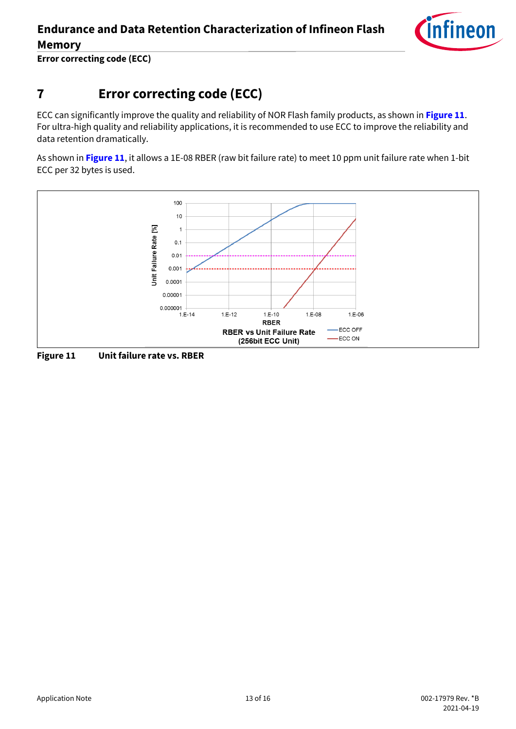## 7 Error correcting code (ECC)

ECC can significantly improve the quality and reliability of NOR Flash family products, as shown in **Figure 11**. For ultra-high quality and reliability applications, it is recommended to use ECC to improve the reliability and data retention dramatically.

As shown in **Figure 11**, it allows a 1E-08 RBER (raw bit failure rate) to meet 10 ppm unit failure rate when 1-bit ECC per 32 bytes is used.

**Figure 11 Unit failure rate vs. RBER**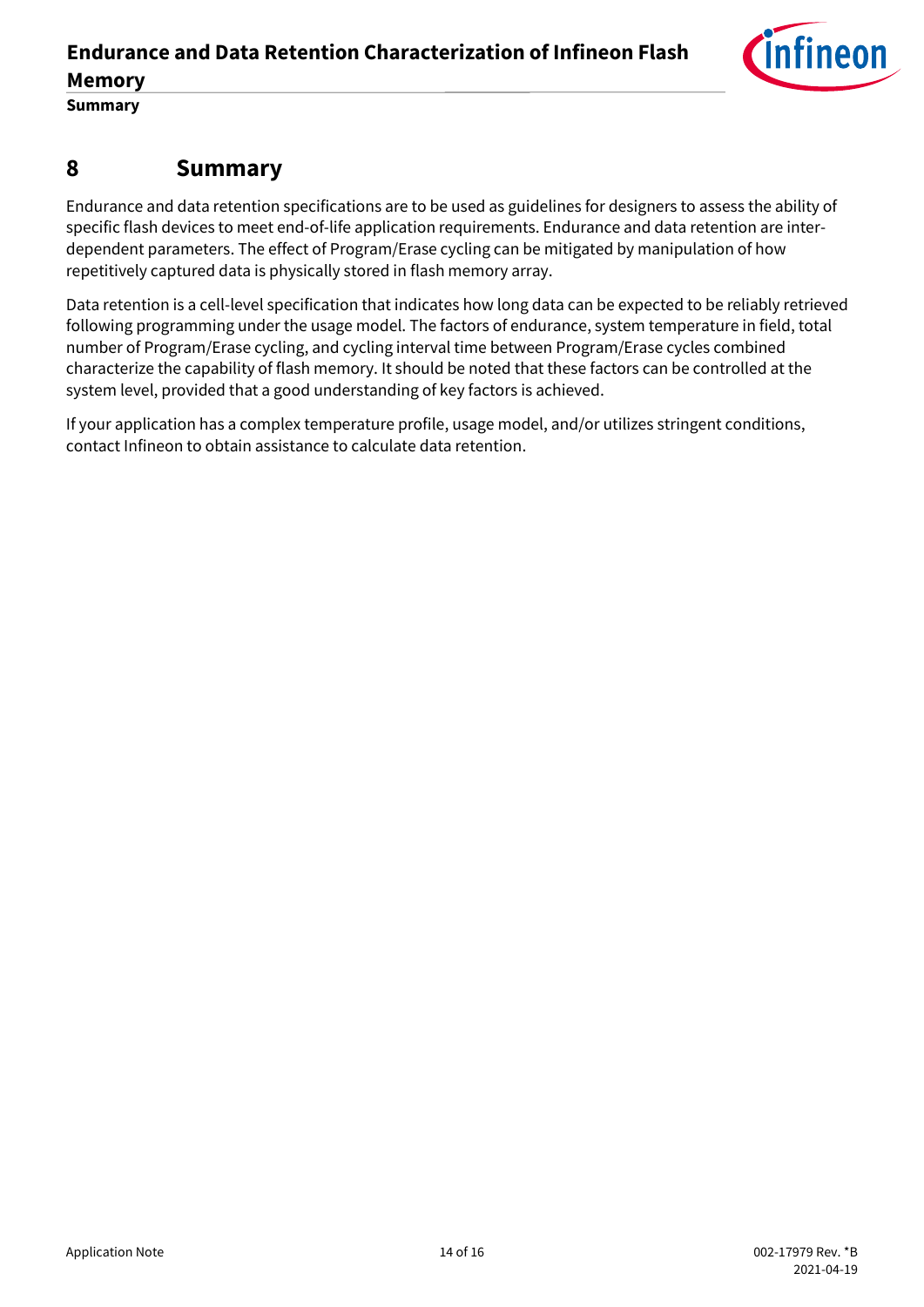# 8 Summary

Endurance and data retention specifications are to be used as guidelines for designers to assess the ability of specific flash devices to meet end-of-life application requirements. Endurance and data retention are inter-dependent parameters. The effect of Program/Erase cycling can be mitigated by manipulation of how repetitively captured data is physically stored in flash memory array.

Data retention is a cell-level specification that indicates how long data can be expected to be reliably retrieved following programming under the usage model. The factors of endurance, system temperature in field, total number of Program/Erase cycling, and cycling interval time between Program/Erase cycles combined characterize the capability of flash memory. It should be noted that these factors can be controlled at the system level, provided that a good understanding of key factors is achieved.

If your application has a complex temperature profile, usage model, and/or utilizes stringent conditions, contact Infineon to obtain assistance to calculate data retention.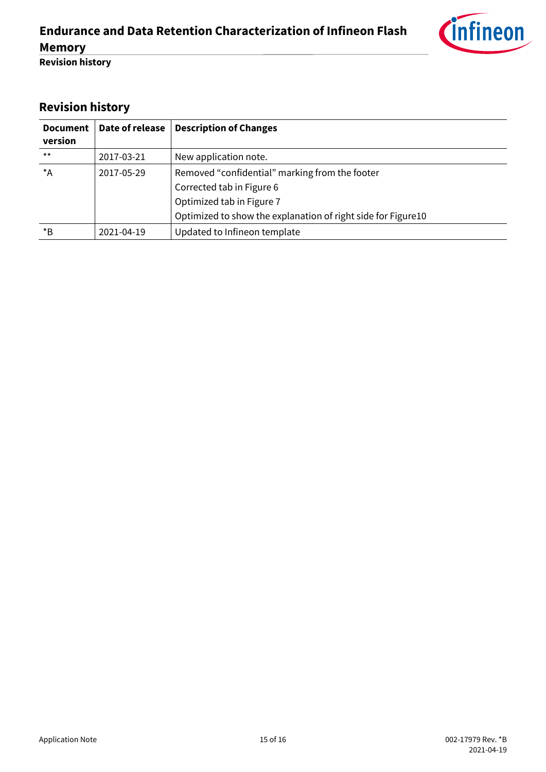## Revision history

| Document version | Date of release | Description of Changes |
|---|---|---|
| ** | 2017-03-21 | New application note. |
| *A | 2017-05-29 | Removed “confidential” marking from the footer<br>Corrected tab in Figure 6<br>Optimized tab in Figure 7<br>Optimized to show the explanation of right side for Figure10 |
| *B | 2021-04-19 | Updated to Infineon template |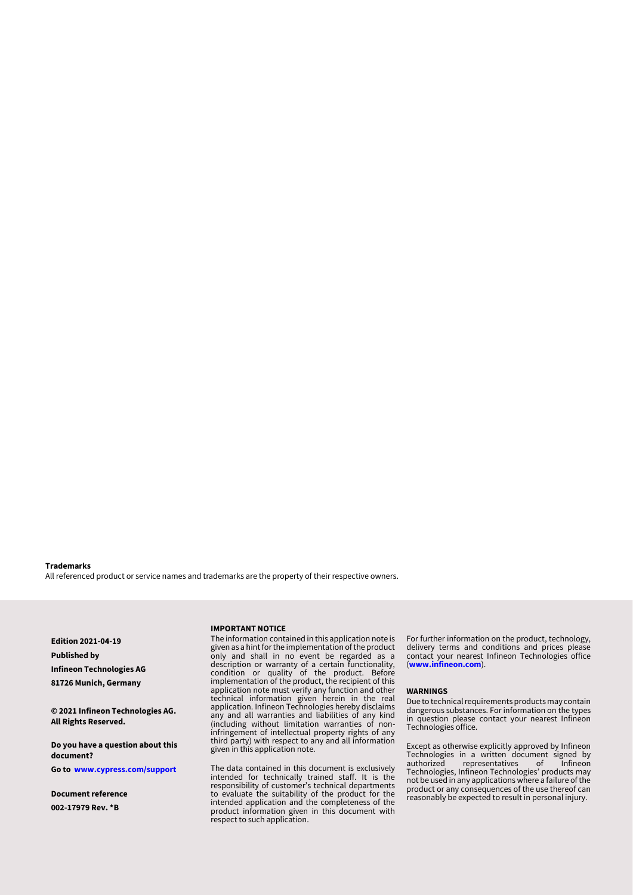**Trademarks**

All referenced product or service names and trademarks are the property of their respective owners.

**Edition 2021-04-19**

**Published by**

**Infineon Technologies AG**

**81726 Munich, Germany**

**© 2021 Infineon Technologies AG.**
**All Rights Reserved.**

**Do you have a question about this document?**

**Go to [www.cypress.com/support](www.cypress.com/support)**

**Document reference**

**002-17979 Rev. *B**

**IMPORTANT NOTICE**

The information contained in this application note is given as a hint for the implementation of the product only and shall in no event be regarded as a description or warranty of a certain functionality, condition or quality of the product. Before implementation of the product, the recipient of this application note must verify any function and other technical information given herein in the real application. Infineon Technologies hereby disclaims any and all warranties and liabilities of any kind (including without limitation warranties of non-infringement of intellectual property rights of any third party) with respect to any and all information given in this application note.

The data contained in this document is exclusively intended for technically trained staff. It is the responsibility of customer's technical departments to evaluate the suitability of the product for the intended application and the completeness of the product information given in this document with respect to such application.

For further information on the product, technology, delivery terms and conditions and prices please contact your nearest Infineon Technologies office (**[www.infineon.com](www.infineon.com)**).

**WARNINGS**

Due to technical requirements products may contain dangerous substances. For information on the types in question please contact your nearest Infineon Technologies office.

Except as otherwise explicitly approved by Infineon Technologies in a written document signed by authorized representatives of Infineon Technologies, Infineon Technologies' products may not be used in any applications where a failure of the product or any consequences of the use thereof can reasonably be expected to result in personal injury.